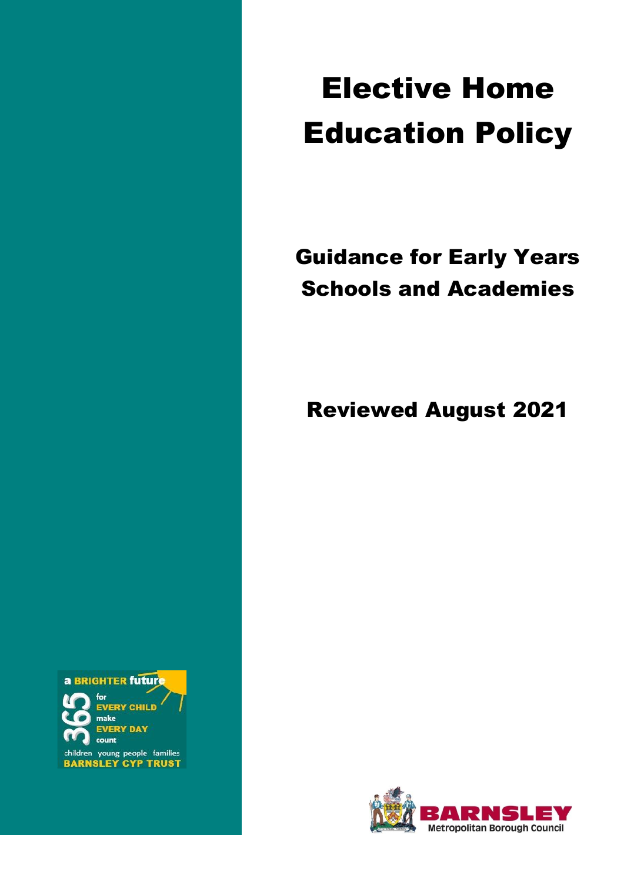# Elective Home Education Policy

## Guidance for Early Years Schools and Academies

## Reviewed August 2021

a BRIGHTER future for EVERY CHILD make EVERY DAY count

365

children young people families

BARNSLEY CYP TRUST

BARNSLEY Metropolitan Borough Council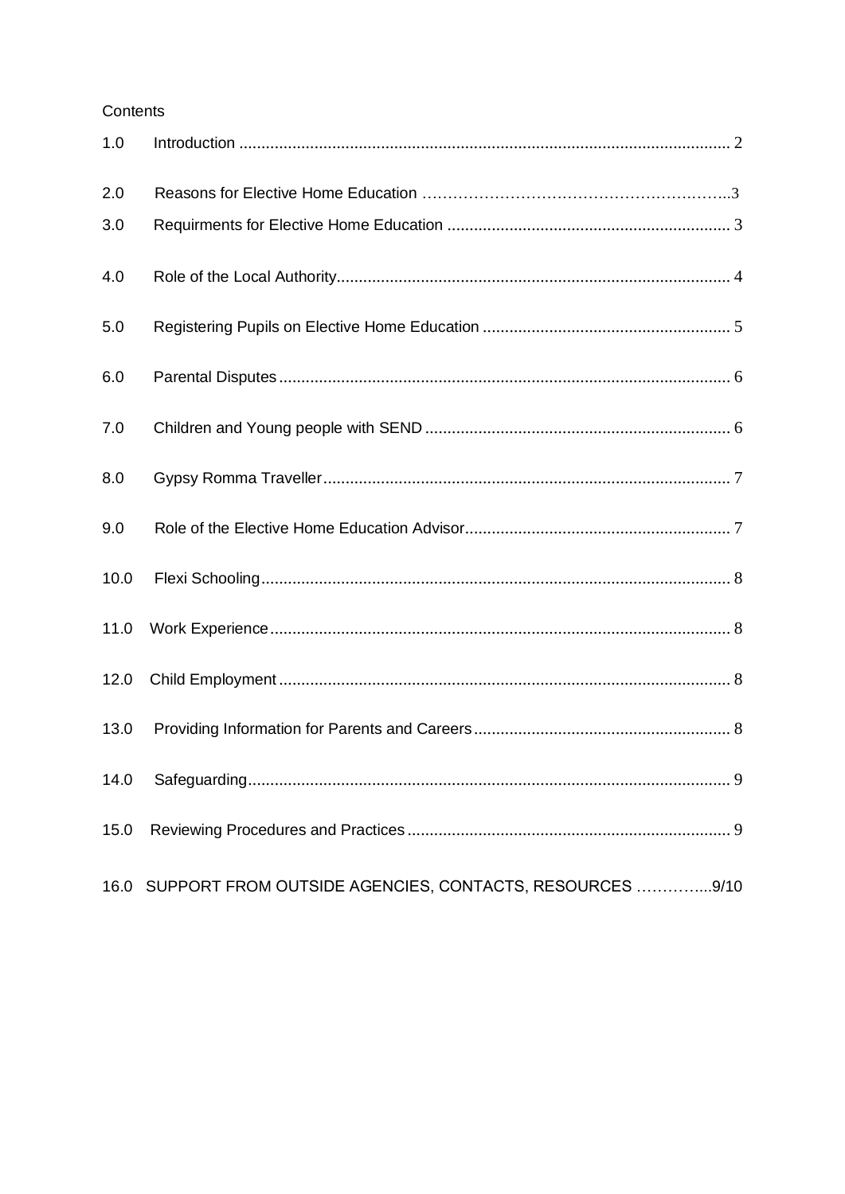Contents

| | | |
|---|---|---|
| 1.0 | Introduction | 2 |
| 2.0 | Reasons for Elective Home Education | 3 |
| 3.0 | Requirments for Elective Home Education | 3 |
| 4.0 | Role of the Local Authority | 4 |
| 5.0 | Registering Pupils on Elective Home Education | 5 |
| 6.0 | Parental Disputes | 6 |
| 7.0 | Children and Young people with SEND | 6 |
| 8.0 | Gypsy Romma Traveller | 7 |
| 9.0 | Role of the Elective Home Education Advisor | 7 |
| 10.0 | Flexi Schooling | 8 |
| 11.0 | Work Experience | 8 |
| 12.0 | Child Employment | 8 |
| 13.0 | Providing Information for Parents and Careers | 8 |
| 14.0 | Safeguarding | 9 |
| 15.0 | Reviewing Procedures and Practices | 9 |
| 16.0 | SUPPORT FROM OUTSIDE AGENCIES, CONTACTS, RESOURCES | 9/10 |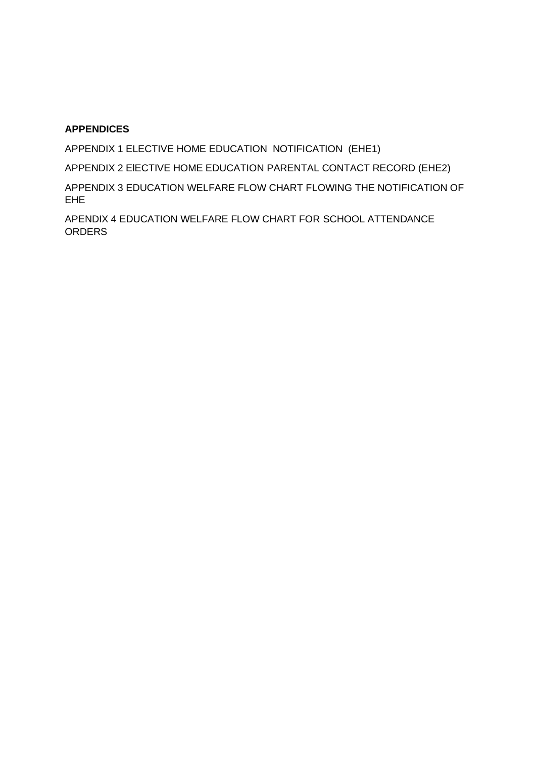**APPENDICES**

APPENDIX 1 ELECTIVE HOME EDUCATION  NOTIFICATION  (EHE1)

APPENDIX 2 ElECTIVE HOME EDUCATION PARENTAL CONTACT RECORD (EHE2)

APPENDIX 3 EDUCATION WELFARE FLOW CHART FLOWING THE NOTIFICATION OF EHE

APENDIX 4 EDUCATION WELFARE FLOW CHART FOR SCHOOL ATTENDANCE ORDERS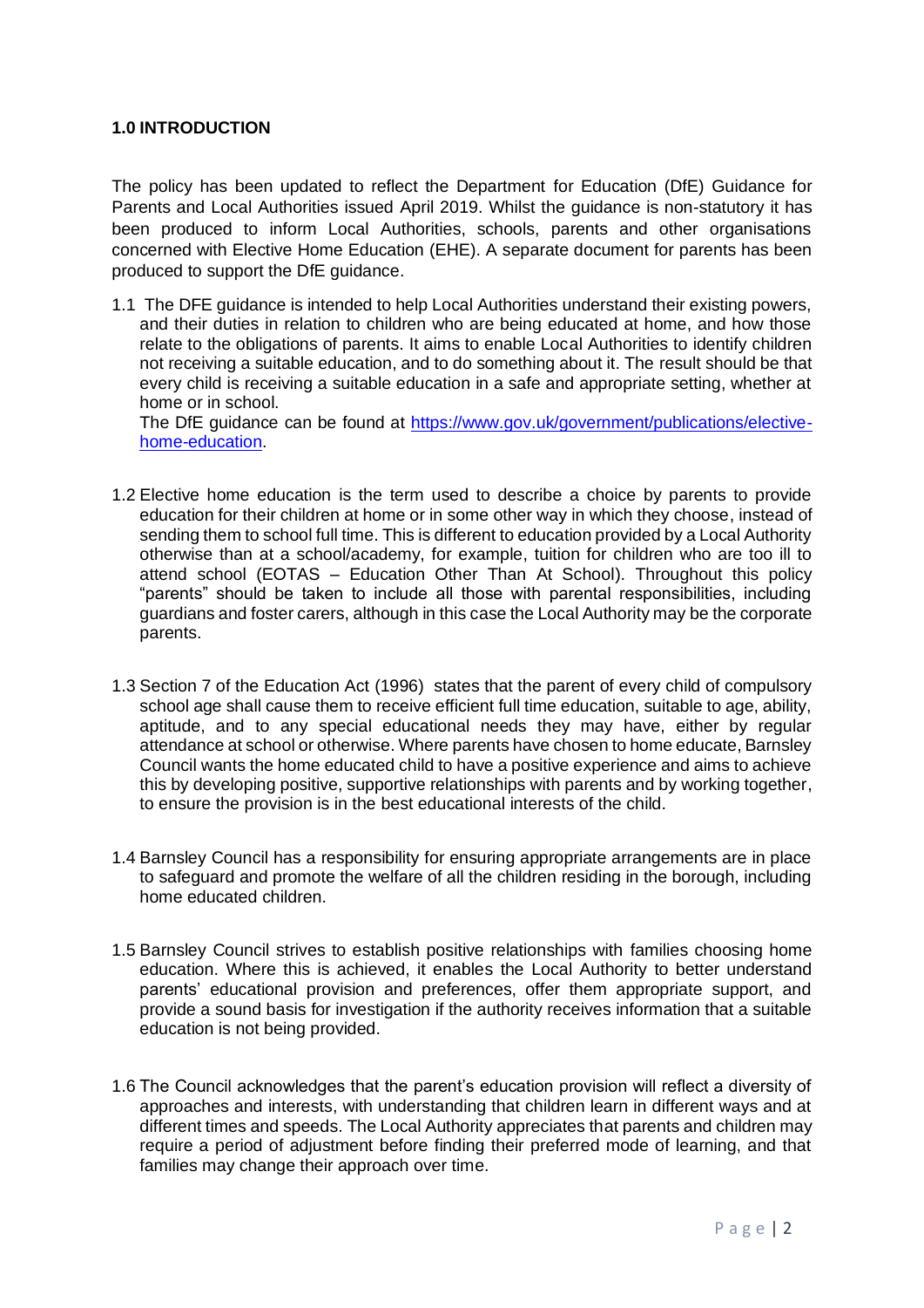## 1.0 INTRODUCTION

The policy has been updated to reflect the Department for Education (DfE) Guidance for Parents and Local Authorities issued April 2019. Whilst the guidance is non-statutory it has been produced to inform Local Authorities, schools, parents and other organisations concerned with Elective Home Education (EHE). A separate document for parents has been produced to support the DfE guidance.

1.1 The DFE guidance is intended to help Local Authorities understand their existing powers, and their duties in relation to children who are being educated at home, and how those relate to the obligations of parents. It aims to enable Local Authorities to identify children not receiving a suitable education, and to do something about it. The result should be that every child is receiving a suitable education in a safe and appropriate setting, whether at home or in school.
The DfE guidance can be found at [https://www.gov.uk/government/publications/elective-home-education](https://www.gov.uk/government/publications/elective-home-education).

1.2 Elective home education is the term used to describe a choice by parents to provide education for their children at home or in some other way in which they choose, instead of sending them to school full time. This is different to education provided by a Local Authority otherwise than at a school/academy, for example, tuition for children who are too ill to attend school (EOTAS – Education Other Than At School). Throughout this policy "parents" should be taken to include all those with parental responsibilities, including guardians and foster carers, although in this case the Local Authority may be the corporate parents.

1.3 Section 7 of the Education Act (1996) states that the parent of every child of compulsory school age shall cause them to receive efficient full time education, suitable to age, ability, aptitude, and to any special educational needs they may have, either by regular attendance at school or otherwise. Where parents have chosen to home educate, Barnsley Council wants the home educated child to have a positive experience and aims to achieve this by developing positive, supportive relationships with parents and by working together, to ensure the provision is in the best educational interests of the child.

1.4 Barnsley Council has a responsibility for ensuring appropriate arrangements are in place to safeguard and promote the welfare of all the children residing in the borough, including home educated children.

1.5 Barnsley Council strives to establish positive relationships with families choosing home education. Where this is achieved, it enables the Local Authority to better understand parents' educational provision and preferences, offer them appropriate support, and provide a sound basis for investigation if the authority receives information that a suitable education is not being provided.

1.6 The Council acknowledges that the parent's education provision will reflect a diversity of approaches and interests, with understanding that children learn in different ways and at different times and speeds. The Local Authority appreciates that parents and children may require a period of adjustment before finding their preferred mode of learning, and that families may change their approach over time.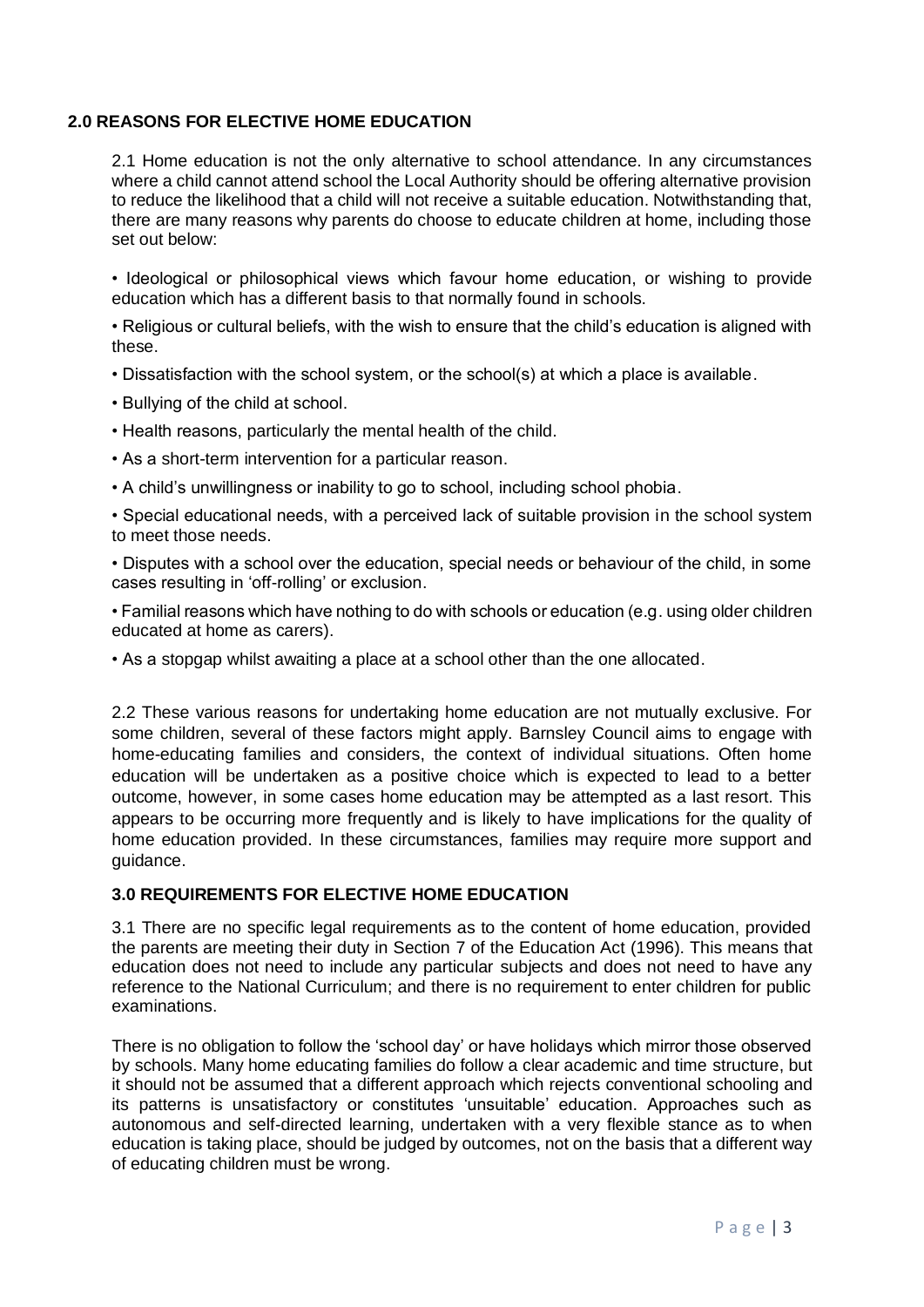## 2.0 REASONS FOR ELECTIVE HOME EDUCATION

2.1 Home education is not the only alternative to school attendance. In any circumstances where a child cannot attend school the Local Authority should be offering alternative provision to reduce the likelihood that a child will not receive a suitable education. Notwithstanding that, there are many reasons why parents do choose to educate children at home, including those set out below:

- Ideological or philosophical views which favour home education, or wishing to provide education which has a different basis to that normally found in schools.
- Religious or cultural beliefs, with the wish to ensure that the child's education is aligned with these.
- Dissatisfaction with the school system, or the school(s) at which a place is available.
- Bullying of the child at school.
- Health reasons, particularly the mental health of the child.
- As a short-term intervention for a particular reason.
- A child's unwillingness or inability to go to school, including school phobia.
- Special educational needs, with a perceived lack of suitable provision in the school system to meet those needs.
- Disputes with a school over the education, special needs or behaviour of the child, in some cases resulting in 'off-rolling' or exclusion.
- Familial reasons which have nothing to do with schools or education (e.g. using older children educated at home as carers).
- As a stopgap whilst awaiting a place at a school other than the one allocated.

2.2 These various reasons for undertaking home education are not mutually exclusive. For some children, several of these factors might apply. Barnsley Council aims to engage with home-educating families and considers, the context of individual situations. Often home education will be undertaken as a positive choice which is expected to lead to a better outcome, however, in some cases home education may be attempted as a last resort. This appears to be occurring more frequently and is likely to have implications for the quality of home education provided. In these circumstances, families may require more support and guidance.

## 3.0 REQUIREMENTS FOR ELECTIVE HOME EDUCATION

3.1 There are no specific legal requirements as to the content of home education, provided the parents are meeting their duty in Section 7 of the Education Act (1996). This means that education does not need to include any particular subjects and does not need to have any reference to the National Curriculum; and there is no requirement to enter children for public examinations.

There is no obligation to follow the 'school day' or have holidays which mirror those observed by schools. Many home educating families do follow a clear academic and time structure, but it should not be assumed that a different approach which rejects conventional schooling and its patterns is unsatisfactory or constitutes 'unsuitable' education. Approaches such as autonomous and self-directed learning, undertaken with a very flexible stance as to when education is taking place, should be judged by outcomes, not on the basis that a different way of educating children must be wrong.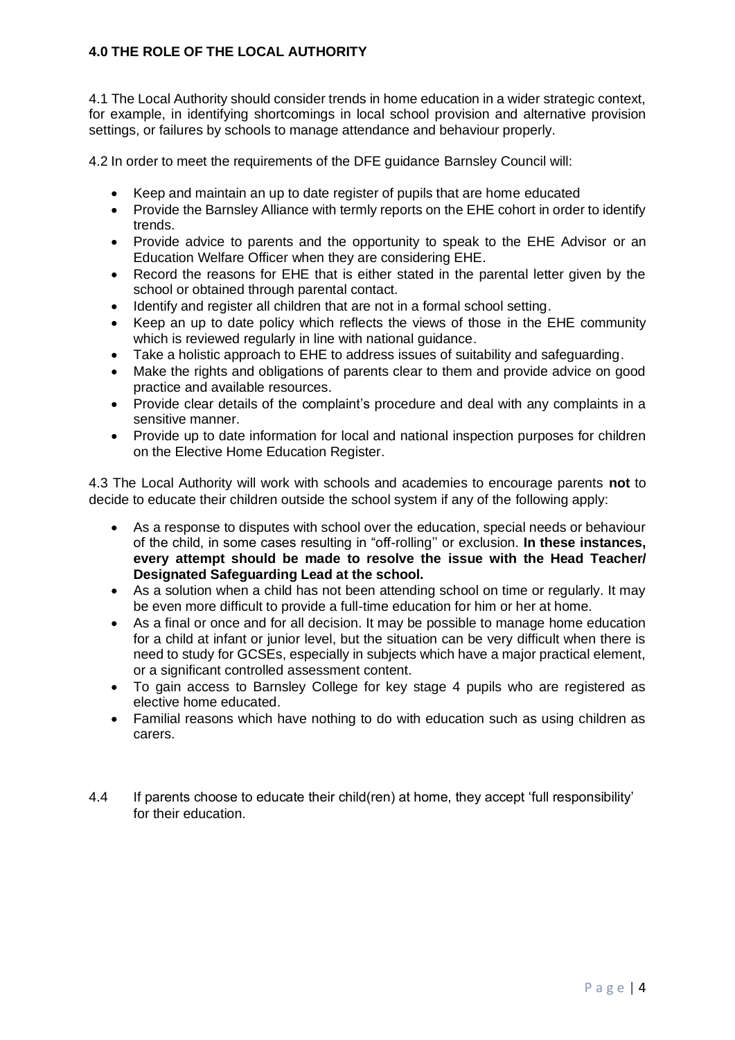## 4.0 THE ROLE OF THE LOCAL AUTHORITY

4.1 The Local Authority should consider trends in home education in a wider strategic context, for example, in identifying shortcomings in local school provision and alternative provision settings, or failures by schools to manage attendance and behaviour properly.

4.2 In order to meet the requirements of the DFE guidance Barnsley Council will:

- Keep and maintain an up to date register of pupils that are home educated
- Provide the Barnsley Alliance with termly reports on the EHE cohort in order to identify trends.
- Provide advice to parents and the opportunity to speak to the EHE Advisor or an Education Welfare Officer when they are considering EHE.
- Record the reasons for EHE that is either stated in the parental letter given by the school or obtained through parental contact.
- Identify and register all children that are not in a formal school setting.
- Keep an up to date policy which reflects the views of those in the EHE community which is reviewed regularly in line with national guidance.
- Take a holistic approach to EHE to address issues of suitability and safeguarding.
- Make the rights and obligations of parents clear to them and provide advice on good practice and available resources.
- Provide clear details of the complaint's procedure and deal with any complaints in a sensitive manner.
- Provide up to date information for local and national inspection purposes for children on the Elective Home Education Register.

4.3 The Local Authority will work with schools and academies to encourage parents **not** to decide to educate their children outside the school system if any of the following apply:

- As a response to disputes with school over the education, special needs or behaviour of the child, in some cases resulting in "off-rolling'' or exclusion. **In these instances, every attempt should be made to resolve the issue with the Head Teacher/ Designated Safeguarding Lead at the school.**
- As a solution when a child has not been attending school on time or regularly. It may be even more difficult to provide a full-time education for him or her at home.
- As a final or once and for all decision. It may be possible to manage home education for a child at infant or junior level, but the situation can be very difficult when there is need to study for GCSEs, especially in subjects which have a major practical element, or a significant controlled assessment content.
- To gain access to Barnsley College for key stage 4 pupils who are registered as elective home educated.
- Familial reasons which have nothing to do with education such as using children as carers.

4.4 If parents choose to educate their child(ren) at home, they accept 'full responsibility' for their education.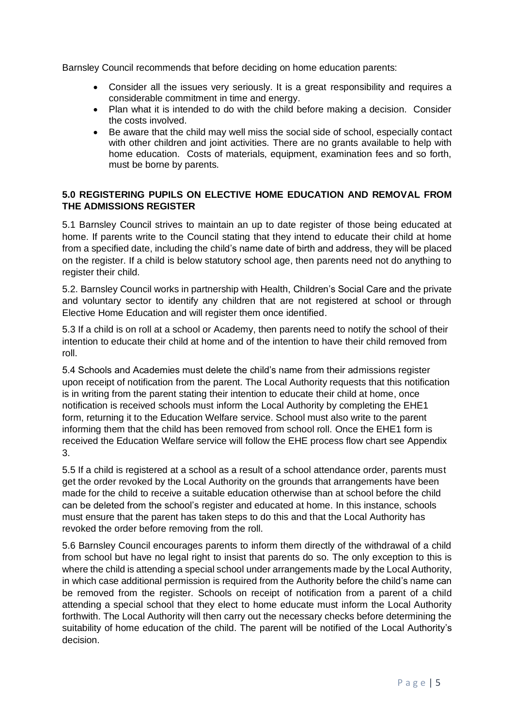Barnsley Council recommends that before deciding on home education parents:

- Consider all the issues very seriously. It is a great responsibility and requires a considerable commitment in time and energy.
- Plan what it is intended to do with the child before making a decision. Consider the costs involved.
- Be aware that the child may well miss the social side of school, especially contact with other children and joint activities. There are no grants available to help with home education. Costs of materials, equipment, examination fees and so forth, must be borne by parents.

## 5.0 REGISTERING PUPILS ON ELECTIVE HOME EDUCATION AND REMOVAL FROM THE ADMISSIONS REGISTER

5.1 Barnsley Council strives to maintain an up to date register of those being educated at home. If parents write to the Council stating that they intend to educate their child at home from a specified date, including the child's name date of birth and address, they will be placed on the register. If a child is below statutory school age, then parents need not do anything to register their child.

5.2. Barnsley Council works in partnership with Health, Children's Social Care and the private and voluntary sector to identify any children that are not registered at school or through Elective Home Education and will register them once identified.

5.3 If a child is on roll at a school or Academy, then parents need to notify the school of their intention to educate their child at home and of the intention to have their child removed from roll.

5.4 Schools and Academies must delete the child's name from their admissions register upon receipt of notification from the parent. The Local Authority requests that this notification is in writing from the parent stating their intention to educate their child at home, once notification is received schools must inform the Local Authority by completing the EHE1 form, returning it to the Education Welfare service. School must also write to the parent informing them that the child has been removed from school roll. Once the EHE1 form is received the Education Welfare service will follow the EHE process flow chart see Appendix 3.

5.5 If a child is registered at a school as a result of a school attendance order, parents must get the order revoked by the Local Authority on the grounds that arrangements have been made for the child to receive a suitable education otherwise than at school before the child can be deleted from the school's register and educated at home. In this instance, schools must ensure that the parent has taken steps to do this and that the Local Authority has revoked the order before removing from the roll.

5.6 Barnsley Council encourages parents to inform them directly of the withdrawal of a child from school but have no legal right to insist that parents do so. The only exception to this is where the child is attending a special school under arrangements made by the Local Authority, in which case additional permission is required from the Authority before the child's name can be removed from the register. Schools on receipt of notification from a parent of a child attending a special school that they elect to home educate must inform the Local Authority forthwith. The Local Authority will then carry out the necessary checks before determining the suitability of home education of the child. The parent will be notified of the Local Authority's decision.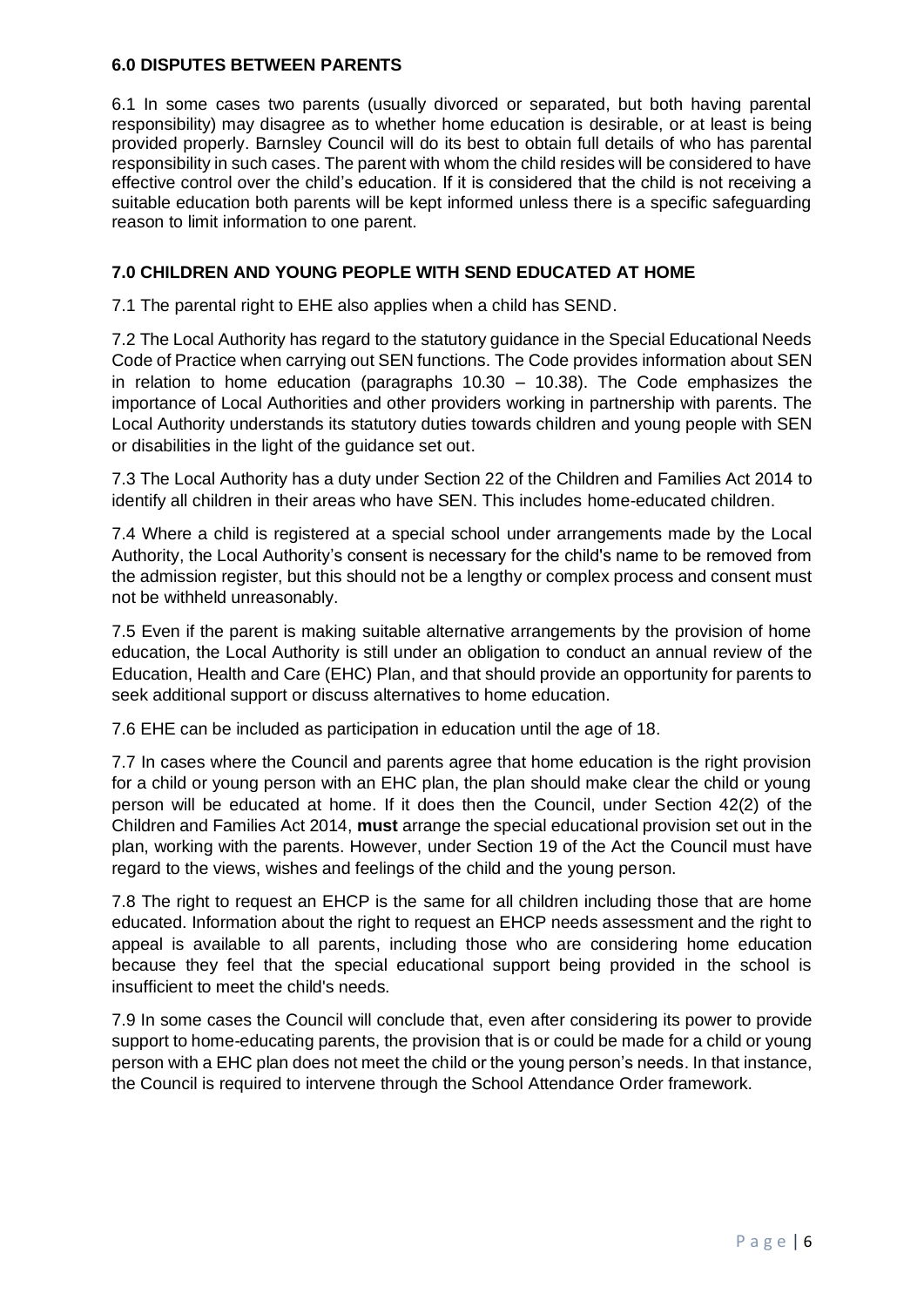## 6.0 DISPUTES BETWEEN PARENTS

6.1 In some cases two parents (usually divorced or separated, but both having parental responsibility) may disagree as to whether home education is desirable, or at least is being provided properly. Barnsley Council will do its best to obtain full details of who has parental responsibility in such cases. The parent with whom the child resides will be considered to have effective control over the child's education. If it is considered that the child is not receiving a suitable education both parents will be kept informed unless there is a specific safeguarding reason to limit information to one parent.

## 7.0 CHILDREN AND YOUNG PEOPLE WITH SEND EDUCATED AT HOME

7.1 The parental right to EHE also applies when a child has SEND.

7.2 The Local Authority has regard to the statutory guidance in the Special Educational Needs Code of Practice when carrying out SEN functions. The Code provides information about SEN in relation to home education (paragraphs 10.30 – 10.38). The Code emphasizes the importance of Local Authorities and other providers working in partnership with parents. The Local Authority understands its statutory duties towards children and young people with SEN or disabilities in the light of the guidance set out.

7.3 The Local Authority has a duty under Section 22 of the Children and Families Act 2014 to identify all children in their areas who have SEN. This includes home-educated children.

7.4 Where a child is registered at a special school under arrangements made by the Local Authority, the Local Authority's consent is necessary for the child's name to be removed from the admission register, but this should not be a lengthy or complex process and consent must not be withheld unreasonably.

7.5 Even if the parent is making suitable alternative arrangements by the provision of home education, the Local Authority is still under an obligation to conduct an annual review of the Education, Health and Care (EHC) Plan, and that should provide an opportunity for parents to seek additional support or discuss alternatives to home education.

7.6 EHE can be included as participation in education until the age of 18.

7.7 In cases where the Council and parents agree that home education is the right provision for a child or young person with an EHC plan, the plan should make clear the child or young person will be educated at home. If it does then the Council, under Section 42(2) of the Children and Families Act 2014, **must** arrange the special educational provision set out in the plan, working with the parents. However, under Section 19 of the Act the Council must have regard to the views, wishes and feelings of the child and the young person.

7.8 The right to request an EHCP is the same for all children including those that are home educated. Information about the right to request an EHCP needs assessment and the right to appeal is available to all parents, including those who are considering home education because they feel that the special educational support being provided in the school is insufficient to meet the child's needs.

7.9 In some cases the Council will conclude that, even after considering its power to provide support to home-educating parents, the provision that is or could be made for a child or young person with a EHC plan does not meet the child or the young person's needs. In that instance, the Council is required to intervene through the School Attendance Order framework.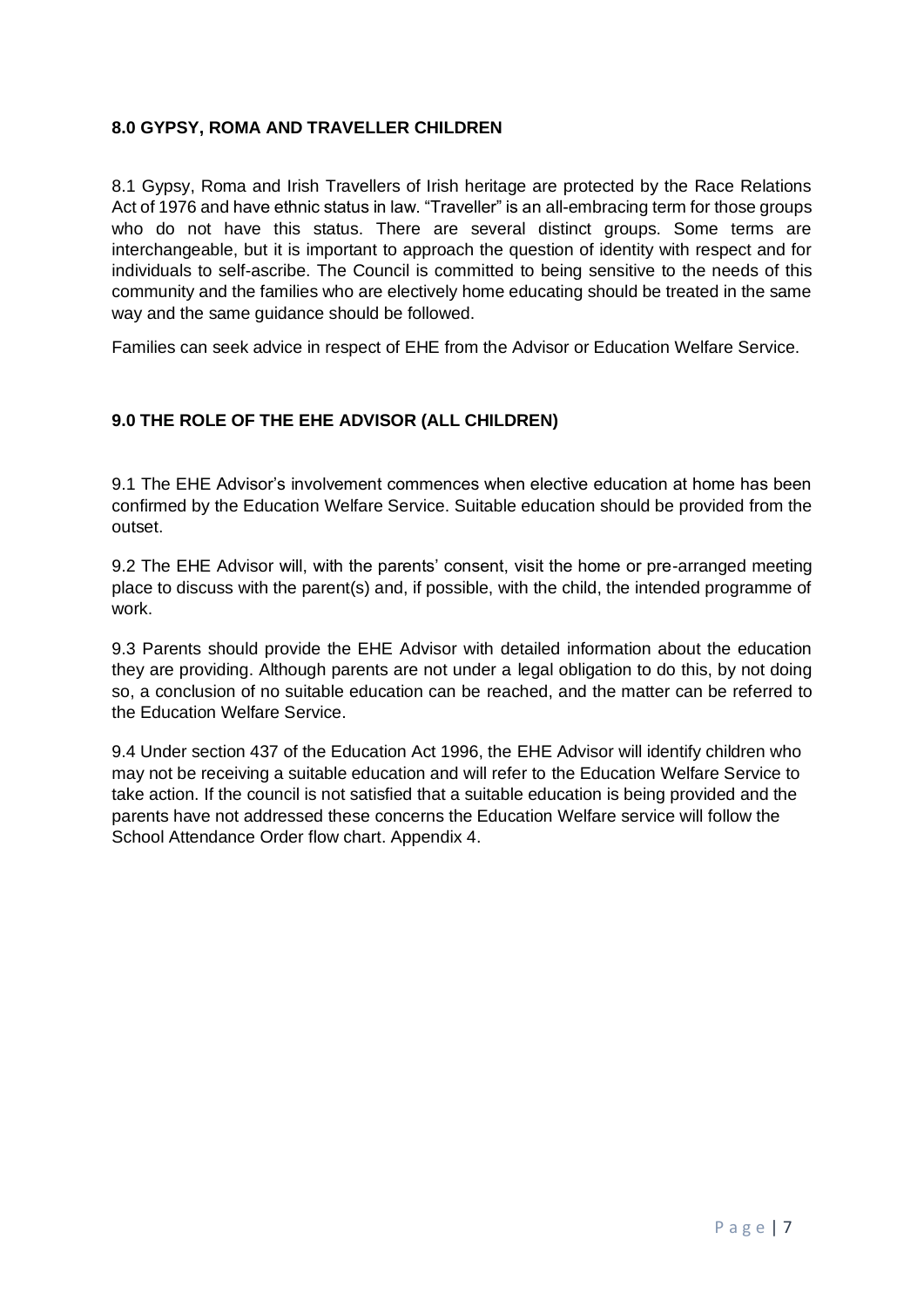## 8.0 GYPSY, ROMA AND TRAVELLER CHILDREN

8.1 Gypsy, Roma and Irish Travellers of Irish heritage are protected by the Race Relations Act of 1976 and have ethnic status in law. "Traveller" is an all-embracing term for those groups who do not have this status. There are several distinct groups. Some terms are interchangeable, but it is important to approach the question of identity with respect and for individuals to self-ascribe. The Council is committed to being sensitive to the needs of this community and the families who are electively home educating should be treated in the same way and the same guidance should be followed.

Families can seek advice in respect of EHE from the Advisor or Education Welfare Service.

## 9.0 THE ROLE OF THE EHE ADVISOR (ALL CHILDREN)

9.1 The EHE Advisor's involvement commences when elective education at home has been confirmed by the Education Welfare Service. Suitable education should be provided from the outset.

9.2 The EHE Advisor will, with the parents' consent, visit the home or pre-arranged meeting place to discuss with the parent(s) and, if possible, with the child, the intended programme of work.

9.3 Parents should provide the EHE Advisor with detailed information about the education they are providing. Although parents are not under a legal obligation to do this, by not doing so, a conclusion of no suitable education can be reached, and the matter can be referred to the Education Welfare Service.

9.4 Under section 437 of the Education Act 1996, the EHE Advisor will identify children who may not be receiving a suitable education and will refer to the Education Welfare Service to take action. If the council is not satisfied that a suitable education is being provided and the parents have not addressed these concerns the Education Welfare service will follow the School Attendance Order flow chart. Appendix 4.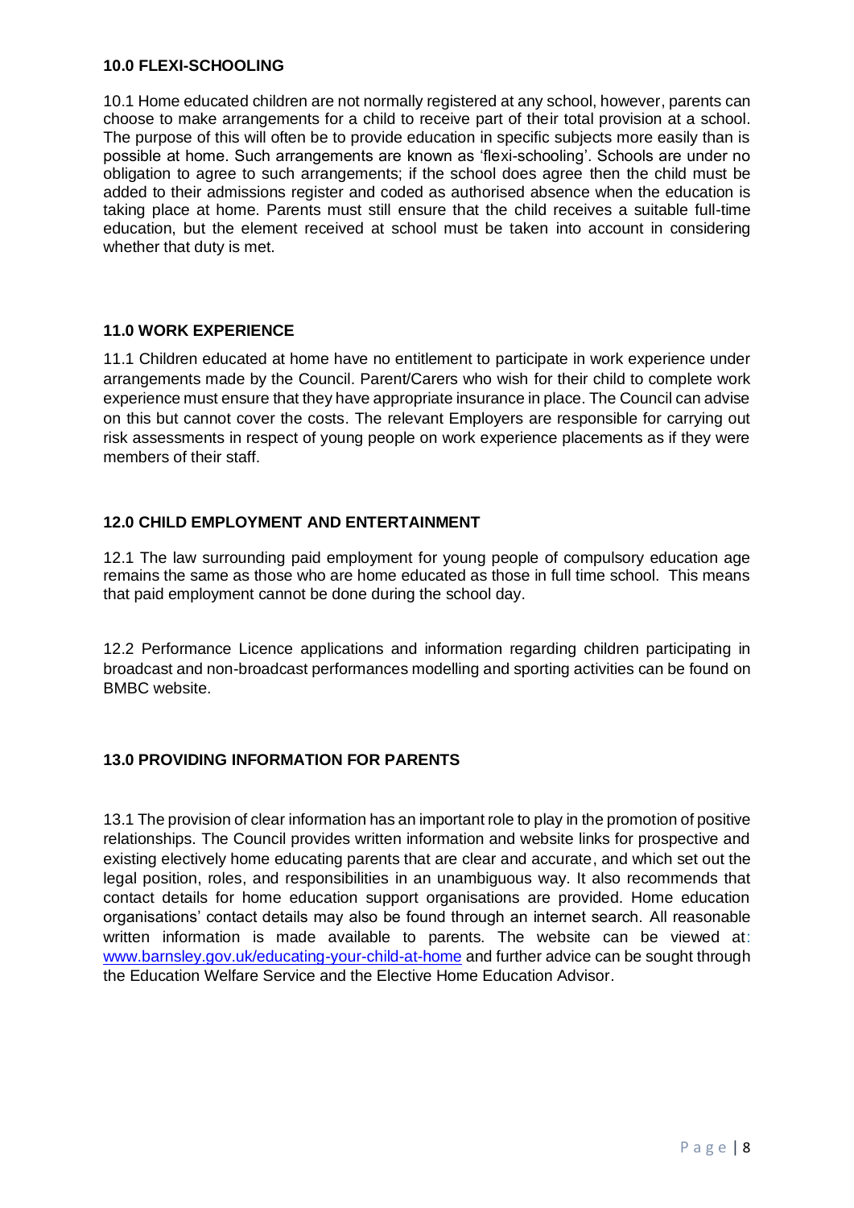## 10.0 FLEXI-SCHOOLING

10.1 Home educated children are not normally registered at any school, however, parents can choose to make arrangements for a child to receive part of their total provision at a school. The purpose of this will often be to provide education in specific subjects more easily than is possible at home. Such arrangements are known as 'flexi-schooling'. Schools are under no obligation to agree to such arrangements; if the school does agree then the child must be added to their admissions register and coded as authorised absence when the education is taking place at home. Parents must still ensure that the child receives a suitable full-time education, but the element received at school must be taken into account in considering whether that duty is met.

## 11.0 WORK EXPERIENCE

11.1 Children educated at home have no entitlement to participate in work experience under arrangements made by the Council. Parent/Carers who wish for their child to complete work experience must ensure that they have appropriate insurance in place. The Council can advise on this but cannot cover the costs. The relevant Employers are responsible for carrying out risk assessments in respect of young people on work experience placements as if they were members of their staff.

## 12.0 CHILD EMPLOYMENT AND ENTERTAINMENT

12.1 The law surrounding paid employment for young people of compulsory education age remains the same as those who are home educated as those in full time school. This means that paid employment cannot be done during the school day.

12.2 Performance Licence applications and information regarding children participating in broadcast and non-broadcast performances modelling and sporting activities can be found on BMBC website.

## 13.0 PROVIDING INFORMATION FOR PARENTS

13.1 The provision of clear information has an important role to play in the promotion of positive relationships. The Council provides written information and website links for prospective and existing electively home educating parents that are clear and accurate, and which set out the legal position, roles, and responsibilities in an unambiguous way. It also recommends that contact details for home education support organisations are provided. Home education organisations' contact details may also be found through an internet search. All reasonable written information is made available to parents. The website can be viewed at: [www.barnsley.gov.uk/educating-your-child-at-home](http://www.barnsley.gov.uk/educating-your-child-at-home) and further advice can be sought through the Education Welfare Service and the Elective Home Education Advisor.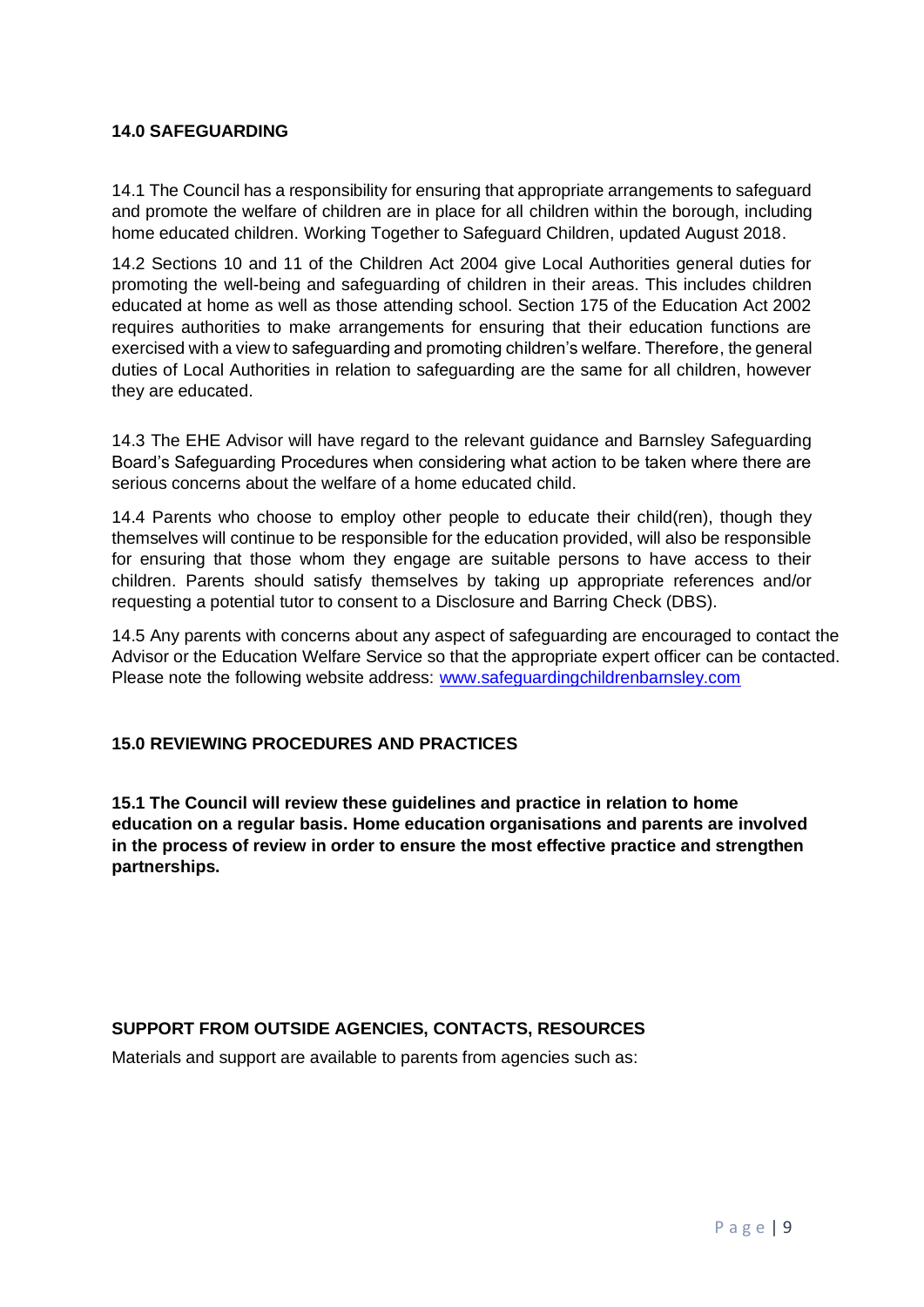## 14.0 SAFEGUARDING

14.1 The Council has a responsibility for ensuring that appropriate arrangements to safeguard and promote the welfare of children are in place for all children within the borough, including home educated children. Working Together to Safeguard Children, updated August 2018.

14.2 Sections 10 and 11 of the Children Act 2004 give Local Authorities general duties for promoting the well-being and safeguarding of children in their areas. This includes children educated at home as well as those attending school. Section 175 of the Education Act 2002 requires authorities to make arrangements for ensuring that their education functions are exercised with a view to safeguarding and promoting children's welfare. Therefore, the general duties of Local Authorities in relation to safeguarding are the same for all children, however they are educated.

14.3 The EHE Advisor will have regard to the relevant guidance and Barnsley Safeguarding Board's Safeguarding Procedures when considering what action to be taken where there are serious concerns about the welfare of a home educated child.

14.4 Parents who choose to employ other people to educate their child(ren), though they themselves will continue to be responsible for the education provided, will also be responsible for ensuring that those whom they engage are suitable persons to have access to their children. Parents should satisfy themselves by taking up appropriate references and/or requesting a potential tutor to consent to a Disclosure and Barring Check (DBS).

14.5 Any parents with concerns about any aspect of safeguarding are encouraged to contact the Advisor or the Education Welfare Service so that the appropriate expert officer can be contacted. Please note the following website address: [www.safeguardingchildrenbarnsley.com](http://www.safeguardingchildrenbarnsley.com)

## 15.0 REVIEWING PROCEDURES AND PRACTICES

**15.1 The Council will review these guidelines and practice in relation to home education on a regular basis. Home education organisations and parents are involved in the process of review in order to ensure the most effective practice and strengthen partnerships.**

## SUPPORT FROM OUTSIDE AGENCIES, CONTACTS, RESOURCES

Materials and support are available to parents from agencies such as: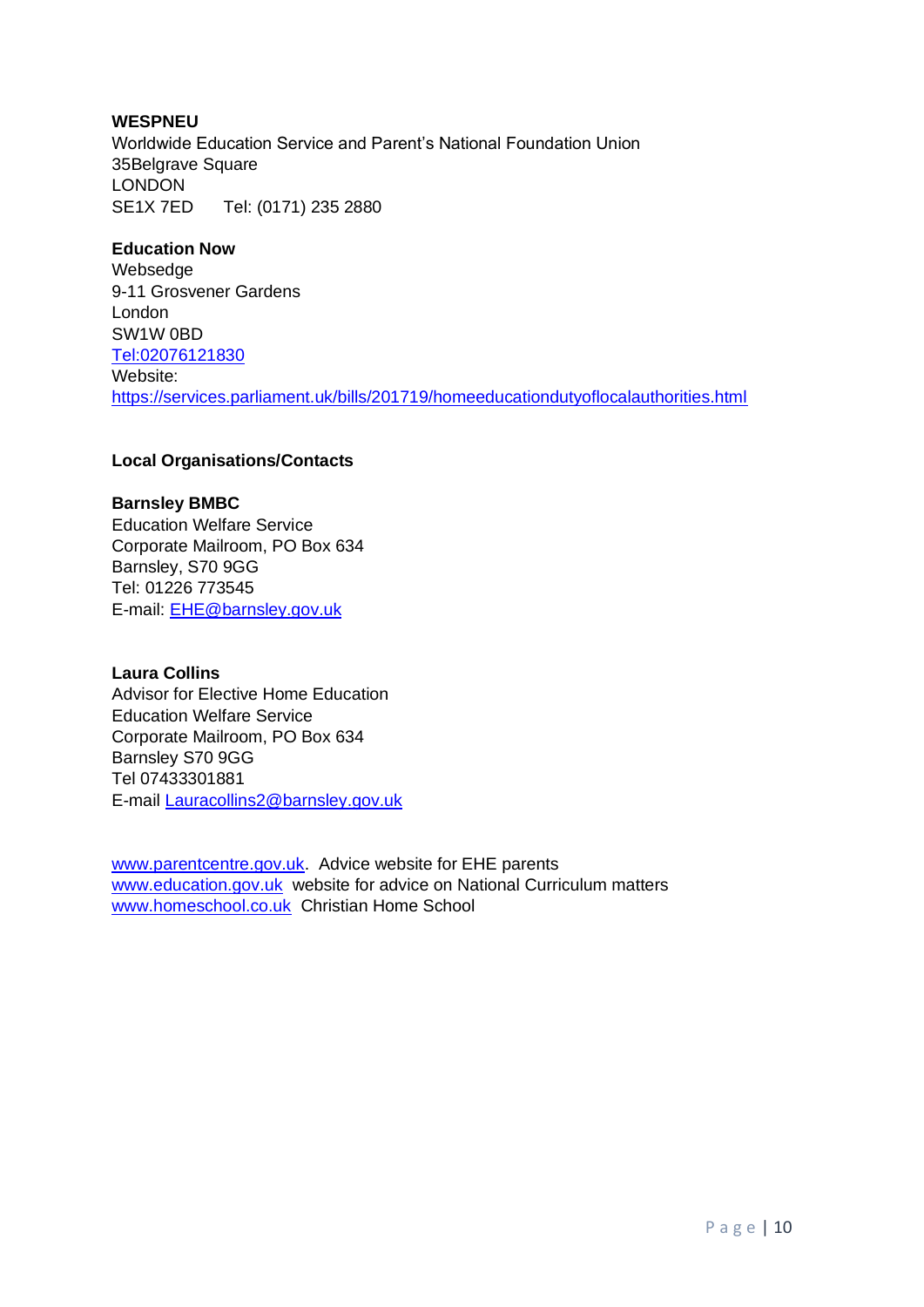**WESPNEU**
Worldwide Education Service and Parent's National Foundation Union
35Belgrave Square
LONDON
SE1X 7ED    Tel: (0171) 235 2880

**Education Now**
Websedge
9-11 Grosvener Gardens
London
SW1W 0BD
Tel:02076121830
Website:
https://services.parliament.uk/bills/201719/homeeducationdutyoflocalauthorities.html

**Local Organisations/Contacts**

**Barnsley BMBC**
Education Welfare Service
Corporate Mailroom, PO Box 634
Barnsley, S70 9GG
Tel: 01226 773545
E-mail: EHE@barnsley.gov.uk

**Laura Collins**
Advisor for Elective Home Education
Education Welfare Service
Corporate Mailroom, PO Box 634
Barnsley S70 9GG
Tel 07433301881
E-mail Lauracollins2@barnsley.gov.uk

www.parentcentre.gov.uk. Advice website for EHE parents
www.education.gov.uk website for advice on National Curriculum matters
www.homeschool.co.uk Christian Home School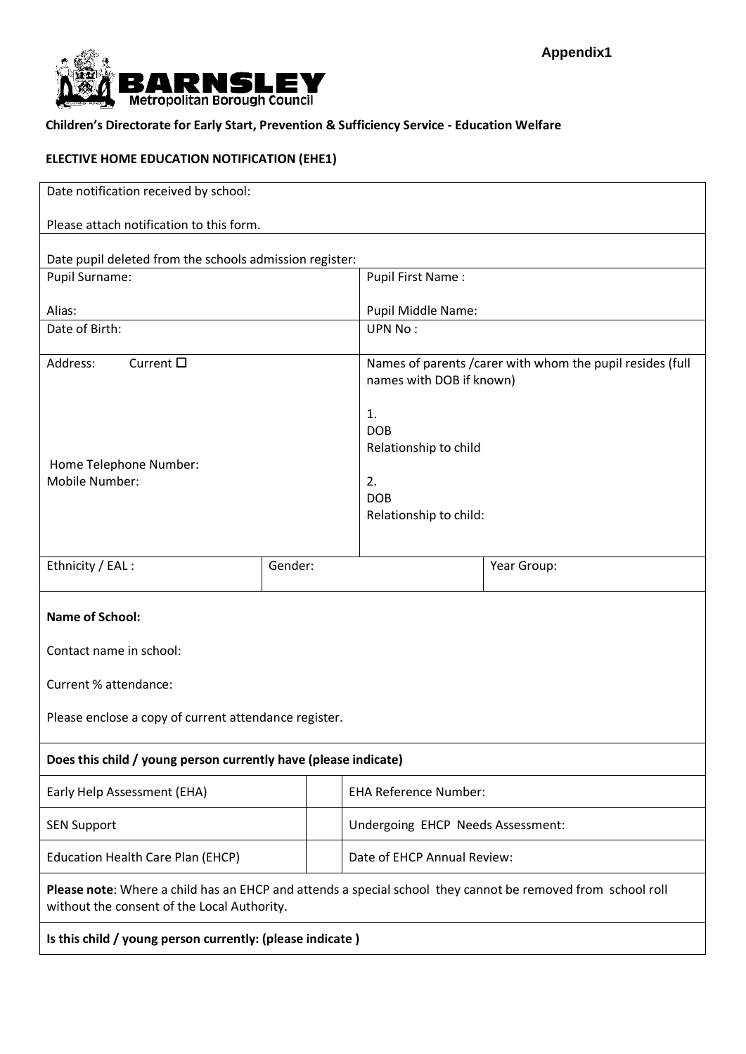Appendix1

BARNSLEY Metropolitan Borough Council

**Children's Directorate for Early Start, Prevention & Sufficiency Service - Education Welfare**

**ELECTIVE HOME EDUCATION NOTIFICATION (EHE1)**

| | | | | |
|---|---|---|---|---|
| Date notification received by school:<br><br>Please attach notification to this form. | | | | |
| Date pupil deleted from the schools admission register: | | | | |
| Pupil Surname:<br><br>Alias: | | | Pupil First Name :<br><br>Pupil Middle Name: | |
| Date of Birth: | | | UPN No : | |
| Address: Current ☐<br><br><br><br>Home Telephone Number:<br>Mobile Number: | | | Names of parents /carer with whom the pupil resides (full names with DOB if known)<br><br>1.<br>DOB<br>Relationship to child<br><br>2.<br>DOB<br>Relationship to child: | |
| Ethnicity / EAL : | Gender: | | | Year Group: |
| **Name of School:**<br><br>Contact name in school:<br><br>Current % attendance:<br><br>Please enclose a copy of current attendance register. | | | | |
| **Does this child / young person currently have (please indicate)** | | | | |
| Early Help Assessment (EHA) | | | EHA Reference Number: | |
| SEN Support | | | Undergoing EHCP Needs Assessment: | |
| Education Health Care Plan (EHCP) | | | Date of EHCP Annual Review: | |
| **Please note**: Where a child has an EHCP and attends a special school they cannot be removed from school roll without the consent of the Local Authority. | | | | |
| **Is this child / young person currently: (please indicate )** | | | | |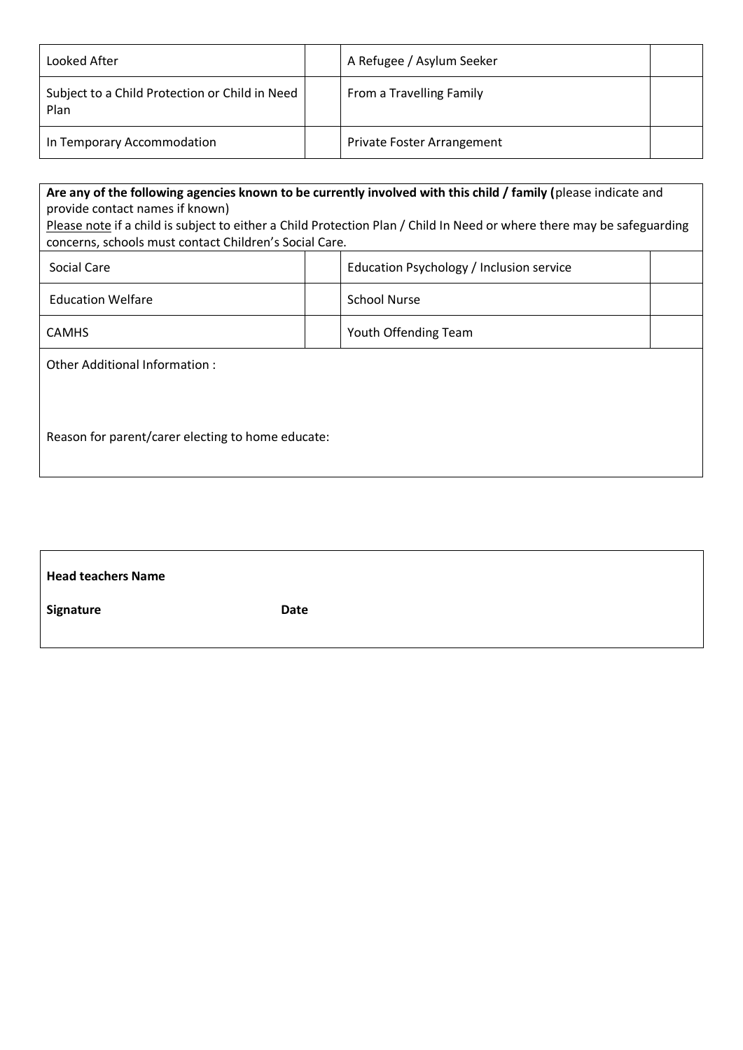| | | | |
|---|---|---|---|
| Looked After | | A Refugee / Asylum Seeker | |
| Subject to a Child Protection or Child in Need Plan | | From a Travelling Family | |
| In Temporary Accommodation | | Private Foster Arrangement | |

**Are any of the following agencies known to be currently involved with this child / family (**please indicate and provide contact names if known)

Please note if a child is subject to either a Child Protection Plan / Child In Need or where there may be safeguarding concerns, schools must contact Children's Social Care.

| | | | |
|---|---|---|---|
| Social Care | | Education Psychology / Inclusion service | |
| Education Welfare | | School Nurse | |
| CAMHS | | Youth Offending Team | |

Other Additional Information :

Reason for parent/carer electing to home educate:

**Head teachers Name**

**Signature** **Date**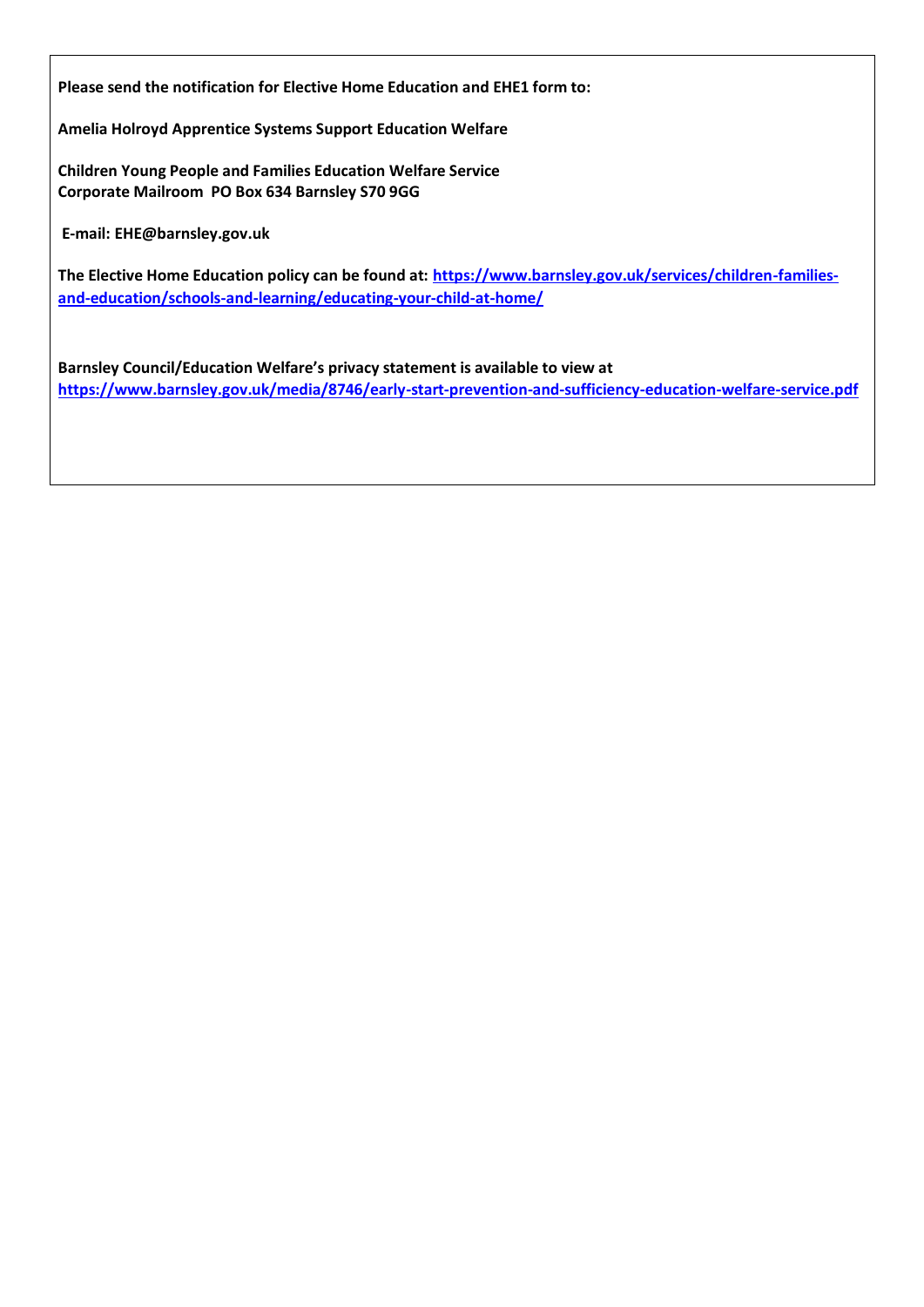**Please send the notification for Elective Home Education and EHE1 form to:**

**Amelia Holroyd Apprentice Systems Support Education Welfare**

**Children Young People and Families Education Welfare Service**
**Corporate Mailroom PO Box 634 Barnsley S70 9GG**

**E-mail: EHE@barnsley.gov.uk**

**The Elective Home Education policy can be found at: [https://www.barnsley.gov.uk/services/children-families-and-education/schools-and-learning/educating-your-child-at-home/](https://www.barnsley.gov.uk/services/children-families-and-education/schools-and-learning/educating-your-child-at-home/)**

**Barnsley Council/Education Welfare's privacy statement is available to view at [https://www.barnsley.gov.uk/media/8746/early-start-prevention-and-sufficiency-education-welfare-service.pdf](https://www.barnsley.gov.uk/media/8746/early-start-prevention-and-sufficiency-education-welfare-service.pdf)**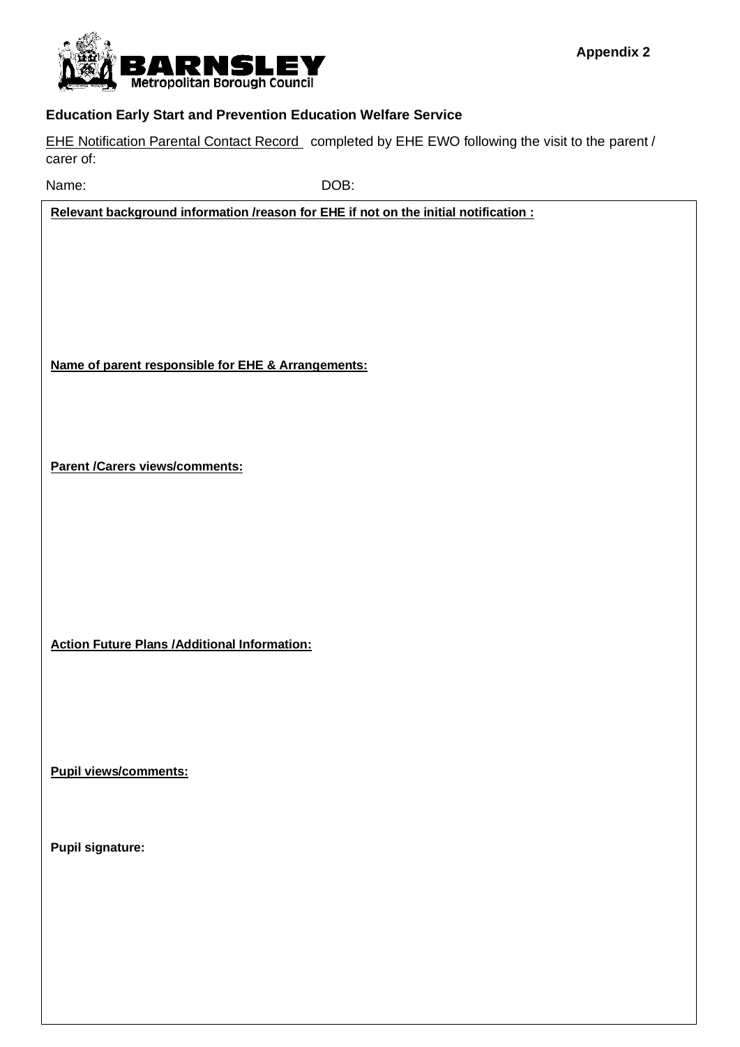Appendix 2

BARNSLEY
Metropolitan Borough Council

**Education Early Start and Prevention Education Welfare Service**

EHE Notification Parental Contact Record completed by EHE EWO following the visit to the parent / carer of:

Name: DOB:

**Relevant background information /reason for EHE if not on the initial notification :**

**Name of parent responsible for EHE & Arrangements:**

**Parent /Carers views/comments:**

**Action Future Plans /Additional Information:**

**Pupil views/comments:**

**Pupil signature:**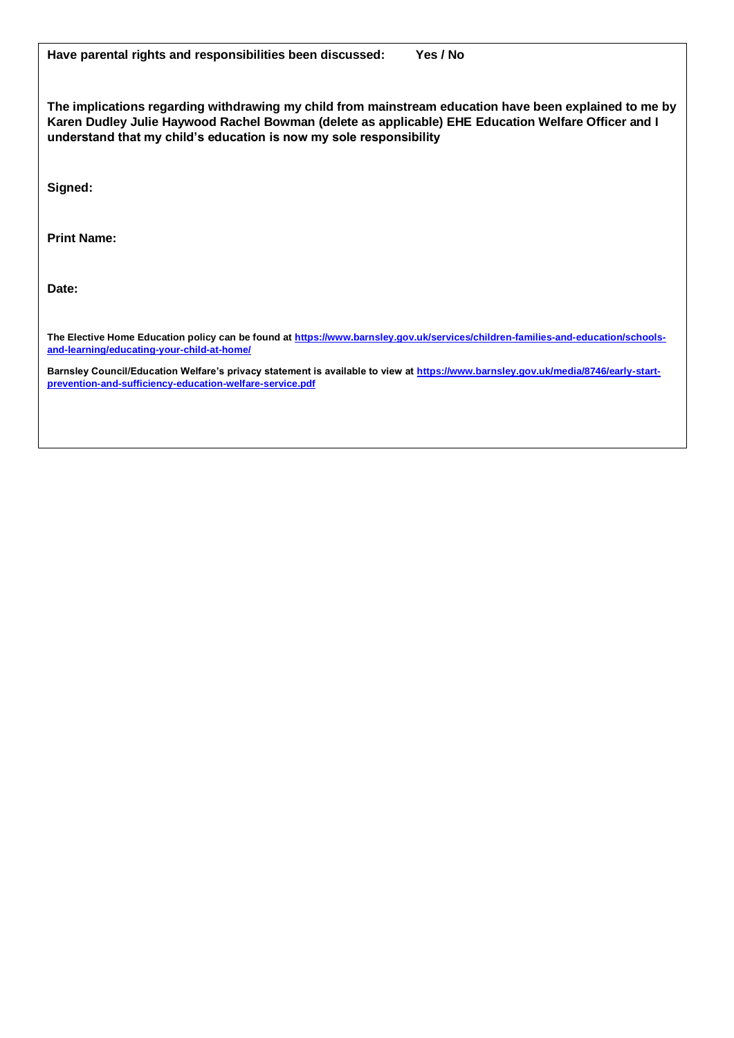**Have parental rights and responsibilities been discussed: Yes / No**

**The implications regarding withdrawing my child from mainstream education have been explained to me by Karen Dudley Julie Haywood Rachel Bowman (delete as applicable) EHE Education Welfare Officer and I understand that my child's education is now my sole responsibility**

**Signed:**

**Print Name:**

**Date:**

**The Elective Home Education policy can be found at [https://www.barnsley.gov.uk/services/children-families-and-education/schools-and-learning/educating-your-child-at-home/](https://www.barnsley.gov.uk/services/children-families-and-education/schools-and-learning/educating-your-child-at-home/)**

**Barnsley Council/Education Welfare's privacy statement is available to view at [https://www.barnsley.gov.uk/media/8746/early-start-prevention-and-sufficiency-education-welfare-service.pdf](https://www.barnsley.gov.uk/media/8746/early-start-prevention-and-sufficiency-education-welfare-service.pdf)**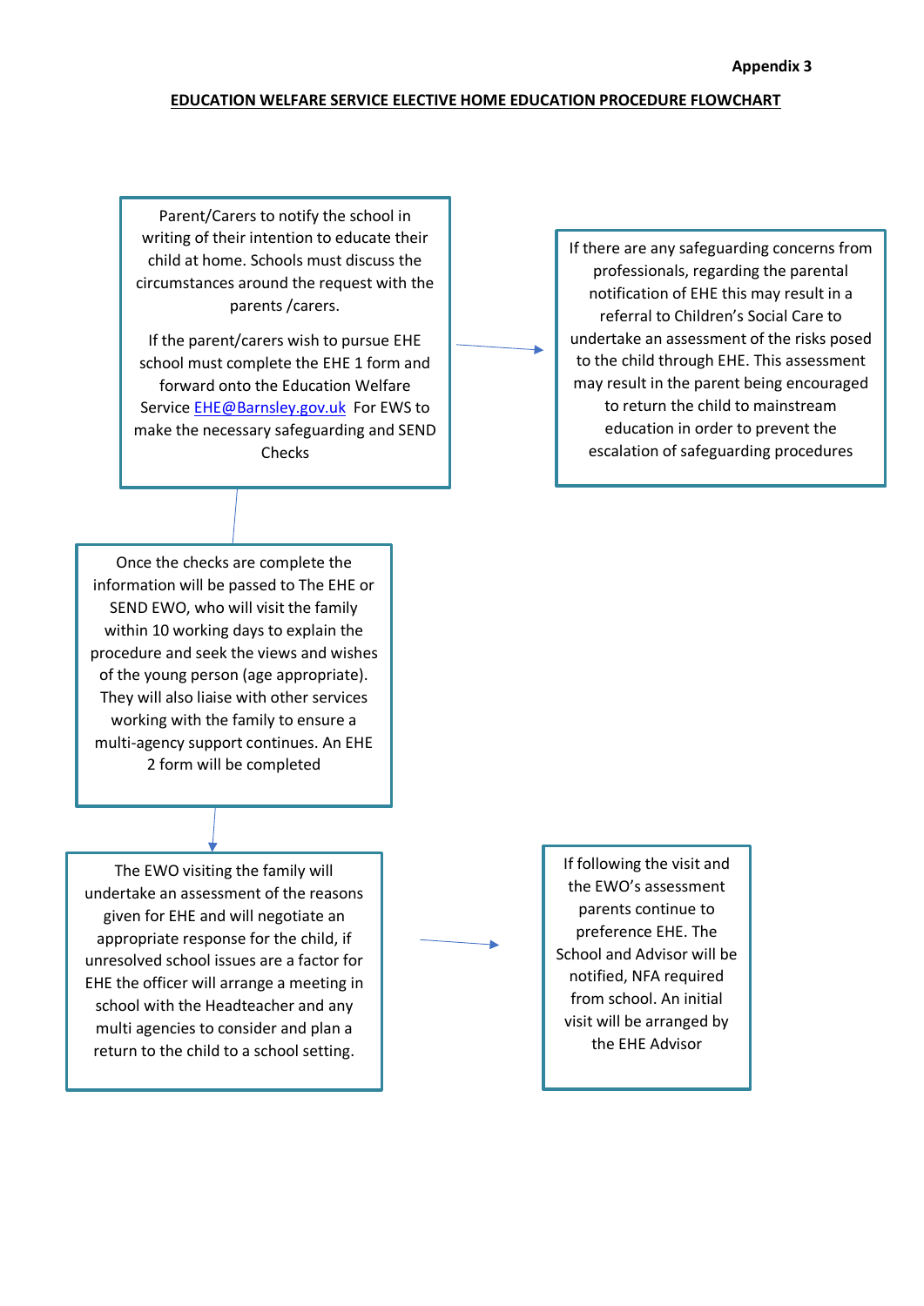**Appendix 3**

**EDUCATION WELFARE SERVICE ELECTIVE HOME EDUCATION PROCEDURE FLOWCHART**

Parent/Carers to notify the school in writing of their intention to educate their child at home. Schools must discuss the circumstances around the request with the parents /carers.

If the parent/carers wish to pursue EHE school must complete the EHE 1 form and forward onto the Education Welfare Service EHE@Barnsley.gov.uk For EWS to make the necessary safeguarding and SEND Checks

→

If there are any safeguarding concerns from professionals, regarding the parental notification of EHE this may result in a referral to Children's Social Care to undertake an assessment of the risks posed to the child through EHE. This assessment may result in the parent being encouraged to return the child to mainstream education in order to prevent the escalation of safeguarding procedures

↓

Once the checks are complete the information will be passed to The EHE or SEND EWO, who will visit the family within 10 working days to explain the procedure and seek the views and wishes of the young person (age appropriate). They will also liaise with other services working with the family to ensure a multi-agency support continues. An EHE 2 form will be completed

↓

The EWO visiting the family will undertake an assessment of the reasons given for EHE and will negotiate an appropriate response for the child, if unresolved school issues are a factor for EHE the officer will arrange a meeting in school with the Headteacher and any multi agencies to consider and plan a return to the child to a school setting.

→

If following the visit and the EWO's assessment parents continue to preference EHE. The School and Advisor will be notified, NFA required from school. An initial visit will be arranged by the EHE Advisor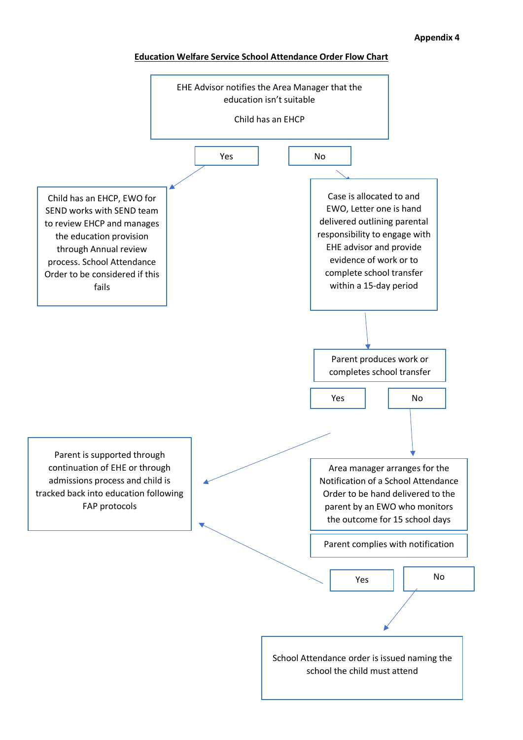**Appendix 4**

**Education Welfare Service School Attendance Order Flow Chart**

EHE Advisor notifies the Area Manager that the education isn't suitable

Child has an EHCP

Yes

No

Child has an EHCP, EWO for SEND works with SEND team to review EHCP and manages the education provision through Annual review process. School Attendance Order to be considered if this fails

Case is allocated to and EWO, Letter one is hand delivered outlining parental responsibility to engage with EHE advisor and provide evidence of work or to complete school transfer within a 15-day period

Parent produces work or completes school transfer

Yes

No

Parent is supported through continuation of EHE or through admissions process and child is tracked back into education following FAP protocols

Area manager arranges for the Notification of a School Attendance Order to be hand delivered to the parent by an EWO who monitors the outcome for 15 school days

Parent complies with notification

Yes

No

School Attendance order is issued naming the school the child must attend